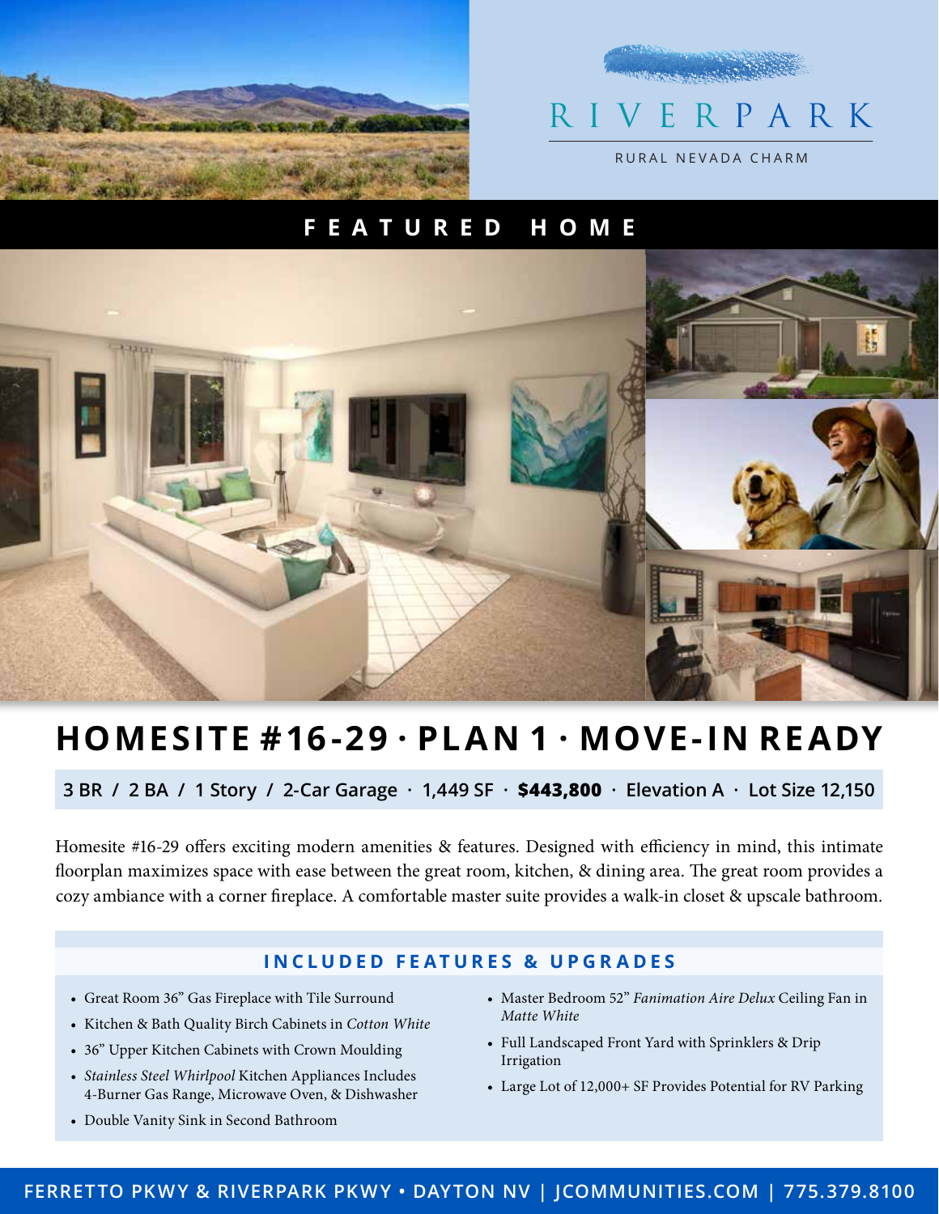# RIVERPARK

RURAL NEVADA CHARM

## FEATURED HOME

# HOMESITE #16-29 · PLAN 1 · MOVE-IN READY

**3 BR / 2 BA / 1 Story / 2-Car Garage · 1,449 SF · $443,800 · Elevation A · Lot Size 12,150**

Homesite #16-29 offers exciting modern amenities & features. Designed with efficiency in mind, this intimate floorplan maximizes space with ease between the great room, kitchen, & dining area. The great room provides a cozy ambiance with a corner fireplace. A comfortable master suite provides a walk-in closet & upscale bathroom.

### INCLUDED FEATURES & UPGRADES

- Great Room 36" Gas Fireplace with Tile Surround
- Kitchen & Bath Quality Birch Cabinets in *Cotton White*
- 36" Upper Kitchen Cabinets with Crown Moulding
- *Stainless Steel Whirlpool* Kitchen Appliances Includes 4-Burner Gas Range, Microwave Oven, & Dishwasher
- Double Vanity Sink in Second Bathroom
- Master Bedroom 52" *Fanimation Aire Delux* Ceiling Fan in *Matte White*
- Full Landscaped Front Yard with Sprinklers & Drip Irrigation
- Large Lot of 12,000+ SF Provides Potential for RV Parking

FERRETTO PKWY & RIVERPARK PKWY • DAYTON NV | JCOMMUNITIES.COM | 775.379.8100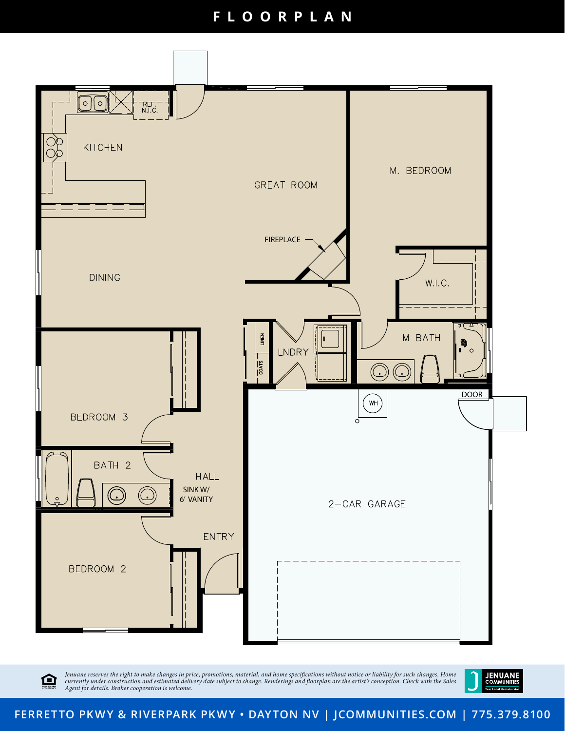# FLOORPLAN

KITCHEN

REF. N.I.C.

GREAT ROOM

M. BEDROOM

FIREPLACE

DINING

W.I.C.

LINEN

COATS

LNDRY

M BATH

BEDROOM 3

WH

DOOR

BATH 2

HALL

SINK W/ 6' VANITY

2–CAR GARAGE

ENTRY

BEDROOM 2

*Jenuane reserves the right to make changes in price, promotions, material, and home specifications without notice or liability for such changes. Home currently under construction and estimated delivery date subject to change. Renderings and floorplan are the artist's conception. Check with the Sales Agent for details. Broker cooperation is welcome.*

JENUANE COMMUNITIES Your Local Homebuilder

FERRETTO PKWY & RIVERPARK PKWY • DAYTON NV | JCOMMUNITIES.COM | 775.379.8100